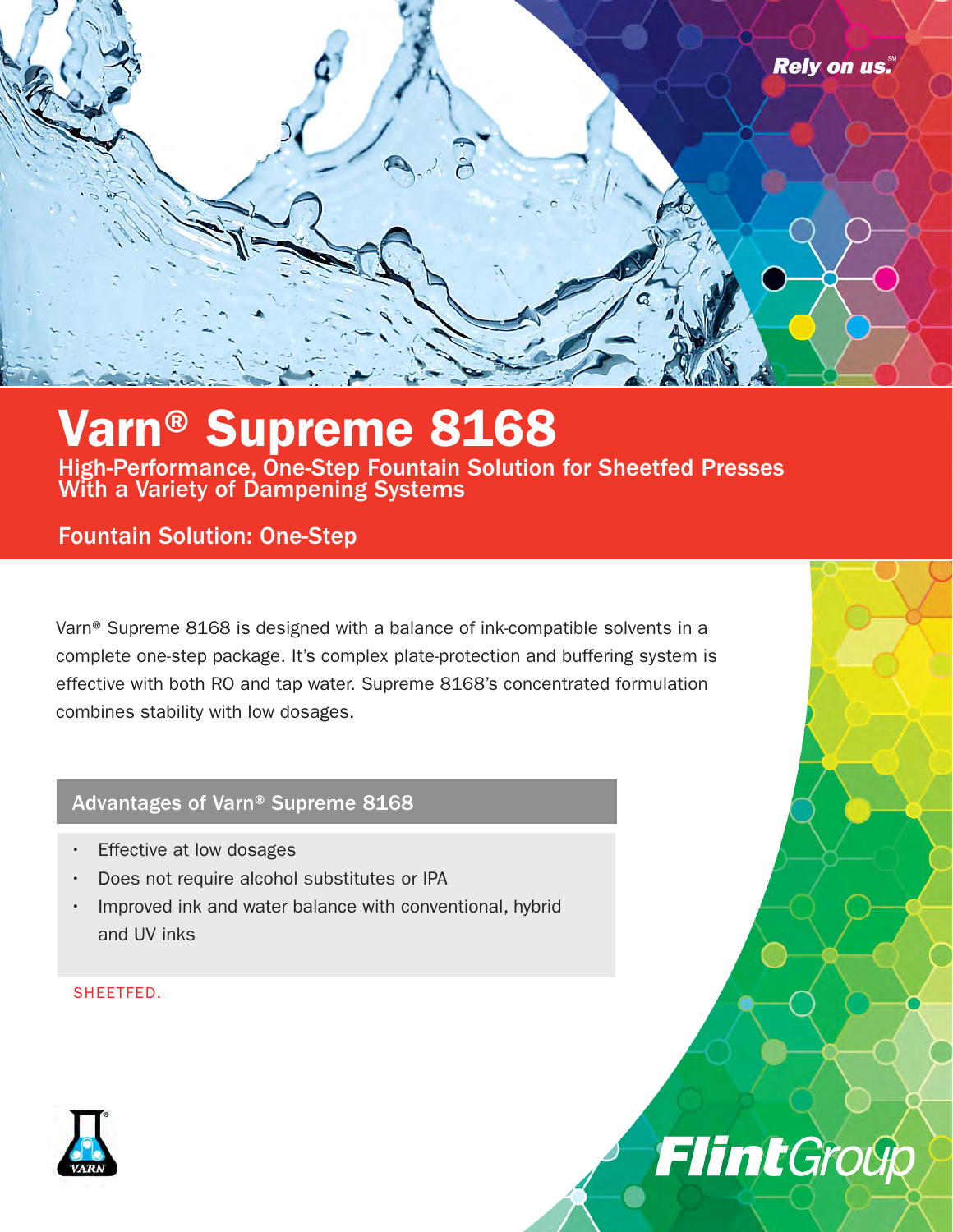Rely on us.[SM]

# Varn® Supreme 8168

## High-Performance, One-Step Fountain Solution for Sheetfed Presses With a Variety of Dampening Systems

### Fountain Solution: One-Step

Varn® Supreme 8168 is designed with a balance of ink-compatible solvents in a complete one-step package. It's complex plate-protection and buffering system is effective with both RO and tap water. Supreme 8168's concentrated formulation combines stability with low dosages.

### Advantages of Varn® Supreme 8168

- Effective at low dosages
- Does not require alcohol substitutes or IPA
- Improved ink and water balance with conventional, hybrid and UV inks

SHEETFED.

VARN

FlintGroup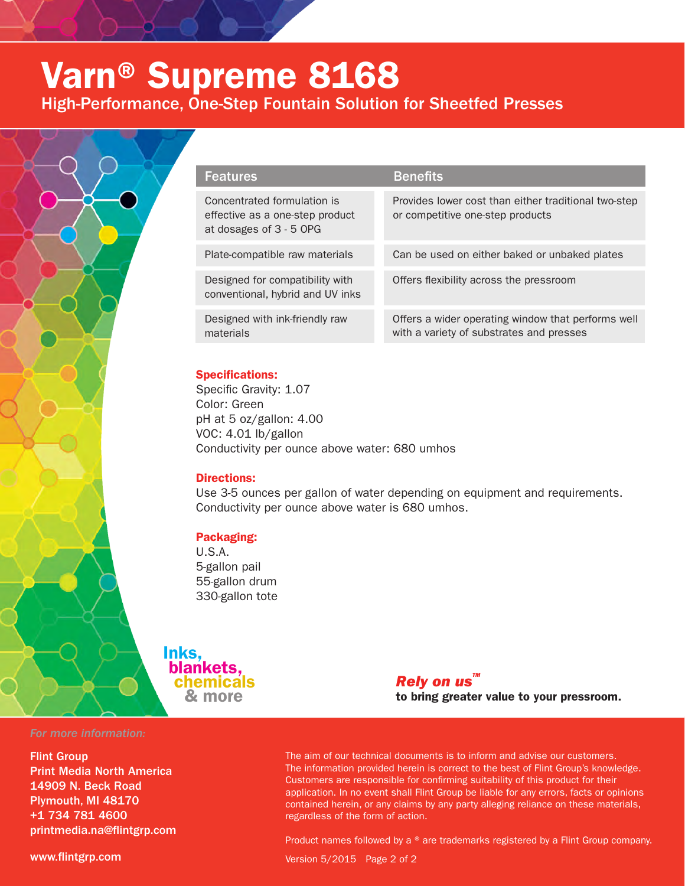# Varn® Supreme 8168

## High-Performance, One-Step Fountain Solution for Sheetfed Presses

| Features | Benefits |
|---|---|
| Concentrated formulation is effective as a one-step product at dosages of 3 - 5 OPG | Provides lower cost than either traditional two-step or competitive one-step products |
| Plate-compatible raw materials | Can be used on either baked or unbaked plates |
| Designed for compatibility with conventional, hybrid and UV inks | Offers flexibility across the pressroom |
| Designed with ink-friendly raw materials | Offers a wider operating window that performs well with a variety of substrates and presses |

**Specifications:**

Specific Gravity: 1.07
Color: Green
pH at 5 oz/gallon: 4.00
VOC: 4.01 lb/gallon
Conductivity per ounce above water: 680 umhos

**Directions:**

Use 3-5 ounces per gallon of water depending on equipment and requirements.
Conductivity per ounce above water is 680 umhos.

**Packaging:**

U.S.A.
5-gallon pail
55-gallon drum
330-gallon tote

Inks, blankets, chemicals & more

***Rely on us™***
**to bring greater value to your pressroom.**

*For more information:*

**Flint Group**
**Print Media North America**
**14909 N. Beck Road**
**Plymouth, MI 48170**
**+1 734 781 4600**
**printmedia.na@flintgrp.com**

**www.flintgrp.com**

The aim of our technical documents is to inform and advise our customers. The information provided herein is correct to the best of Flint Group's knowledge. Customers are responsible for confirming suitability of this product for their application. In no event shall Flint Group be liable for any errors, facts or opinions contained herein, or any claims by any party alleging reliance on these materials, regardless of the form of action.

Product names followed by a ® are trademarks registered by a Flint Group company.

Version 5/2015